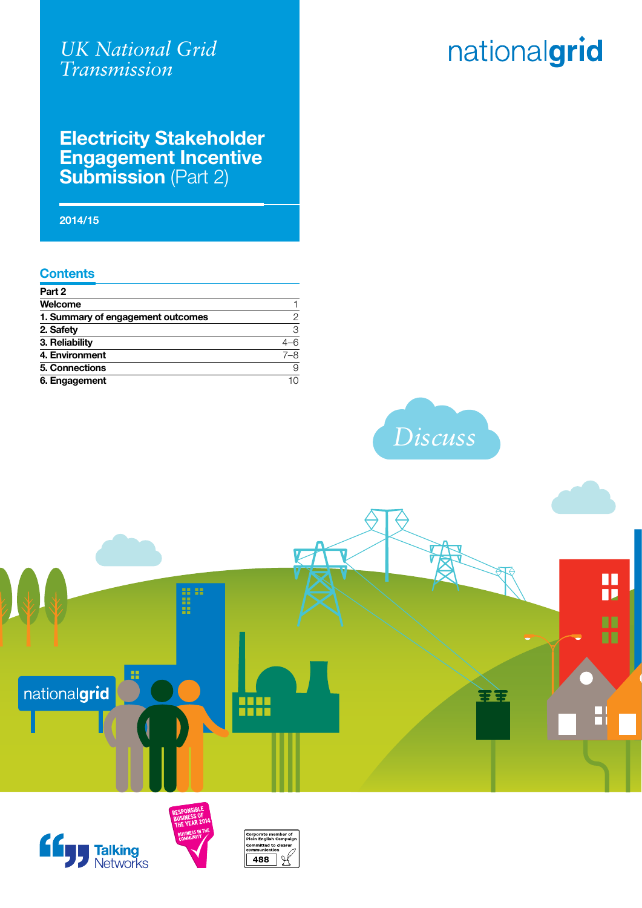*UK National Grid Transmission*

# Electricity Stakeholder Engagement Incentive Submission (Part 2)

2014/15

nationalgrid

## Contents

| Part 2 | |
|---|---|
| Welcome | 1 |
| 1. Summary of engagement outcomes | 2 |
| 2. Safety | 3 |
| 3. Reliability | 4–6 |
| 4. Environment | 7–8 |
| 5. Connections | 9 |
| 6. Engagement | 10 |

Discuss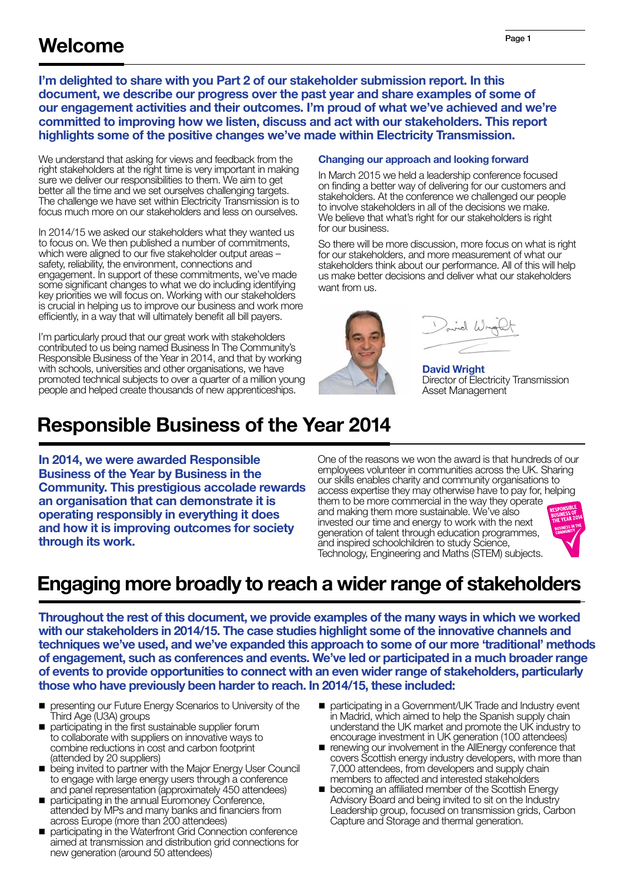# Welcome

**I'm delighted to share with you Part 2 of our stakeholder submission report. In this document, we describe our progress over the past year and share examples of some of our engagement activities and their outcomes. I'm proud of what we've achieved and we're committed to improving how we listen, discuss and act with our stakeholders. This report highlights some of the positive changes we've made within Electricity Transmission.**

We understand that asking for views and feedback from the right stakeholders at the right time is very important in making sure we deliver our responsibilities to them. We aim to get better all the time and we set ourselves challenging targets. The challenge we have set within Electricity Transmission is to focus much more on our stakeholders and less on ourselves.

In 2014/15 we asked our stakeholders what they wanted us to focus on. We then published a number of commitments, which were aligned to our five stakeholder output areas – safety, reliability, the environment, connections and engagement. In support of these commitments, we've made some significant changes to what we do including identifying key priorities we will focus on. Working with our stakeholders is crucial in helping us to improve our business and work more efficiently, in a way that will ultimately benefit all bill payers.

I'm particularly proud that our great work with stakeholders contributed to us being named Business In The Community's Responsible Business of the Year in 2014, and that by working with schools, universities and other organisations, we have promoted technical subjects to over a quarter of a million young people and helped create thousands of new apprenticeships.

### Changing our approach and looking forward

In March 2015 we held a leadership conference focused on finding a better way of delivering for our customers and stakeholders. At the conference we challenged our people to involve stakeholders in all of the decisions we make. We believe that what's right for our stakeholders is right for our business.

So there will be more discussion, more focus on what is right for our stakeholders, and more measurement of what our stakeholders think about our performance. All of this will help us make better decisions and deliver what our stakeholders want from us.

**David Wright**
Director of Electricity Transmission Asset Management

## Responsible Business of the Year 2014

**In 2014, we were awarded Responsible Business of the Year by Business in the Community. This prestigious accolade rewards an organisation that can demonstrate it is operating responsibly in everything it does and how it is improving outcomes for society through its work.**

One of the reasons we won the award is that hundreds of our employees volunteer in communities across the UK. Sharing our skills enables charity and community organisations to access expertise they may otherwise have to pay for, helping them to be more commercial in the way they operate and making them more sustainable. We've also invested our time and energy to work with the next generation of talent through education programmes, and inspired schoolchildren to study Science, Technology, Engineering and Maths (STEM) subjects.

## Engaging more broadly to reach a wider range of stakeholders

**Throughout the rest of this document, we provide examples of the many ways in which we worked with our stakeholders in 2014/15. The case studies highlight some of the innovative channels and techniques we've used, and we've expanded this approach to some of our more 'traditional' methods of engagement, such as conferences and events. We've led or participated in a much broader range of events to provide opportunities to connect with an even wider range of stakeholders, particularly those who have previously been harder to reach. In 2014/15, these included:**

- presenting our Future Energy Scenarios to University of the Third Age (U3A) groups
- participating in the first sustainable supplier forum to collaborate with suppliers on innovative ways to combine reductions in cost and carbon footprint (attended by 20 suppliers)
- being invited to partner with the Major Energy User Council to engage with large energy users through a conference and panel representation (approximately 450 attendees)
- participating in the annual Euromoney Conference, attended by MPs and many banks and financiers from across Europe (more than 200 attendees)
- participating in the Waterfront Grid Connection conference aimed at transmission and distribution grid connections for new generation (around 50 attendees)
- participating in a Government/UK Trade and Industry event in Madrid, which aimed to help the Spanish supply chain understand the UK market and promote the UK industry to encourage investment in UK generation (100 attendees)
- renewing our involvement in the AllEnergy conference that covers Scottish energy industry developers, with more than 7,000 attendees, from developers and supply chain members to affected and interested stakeholders
- becoming an affiliated member of the Scottish Energy Advisory Board and being invited to sit on the Industry Leadership group, focused on transmission grids, Carbon Capture and Storage and thermal generation.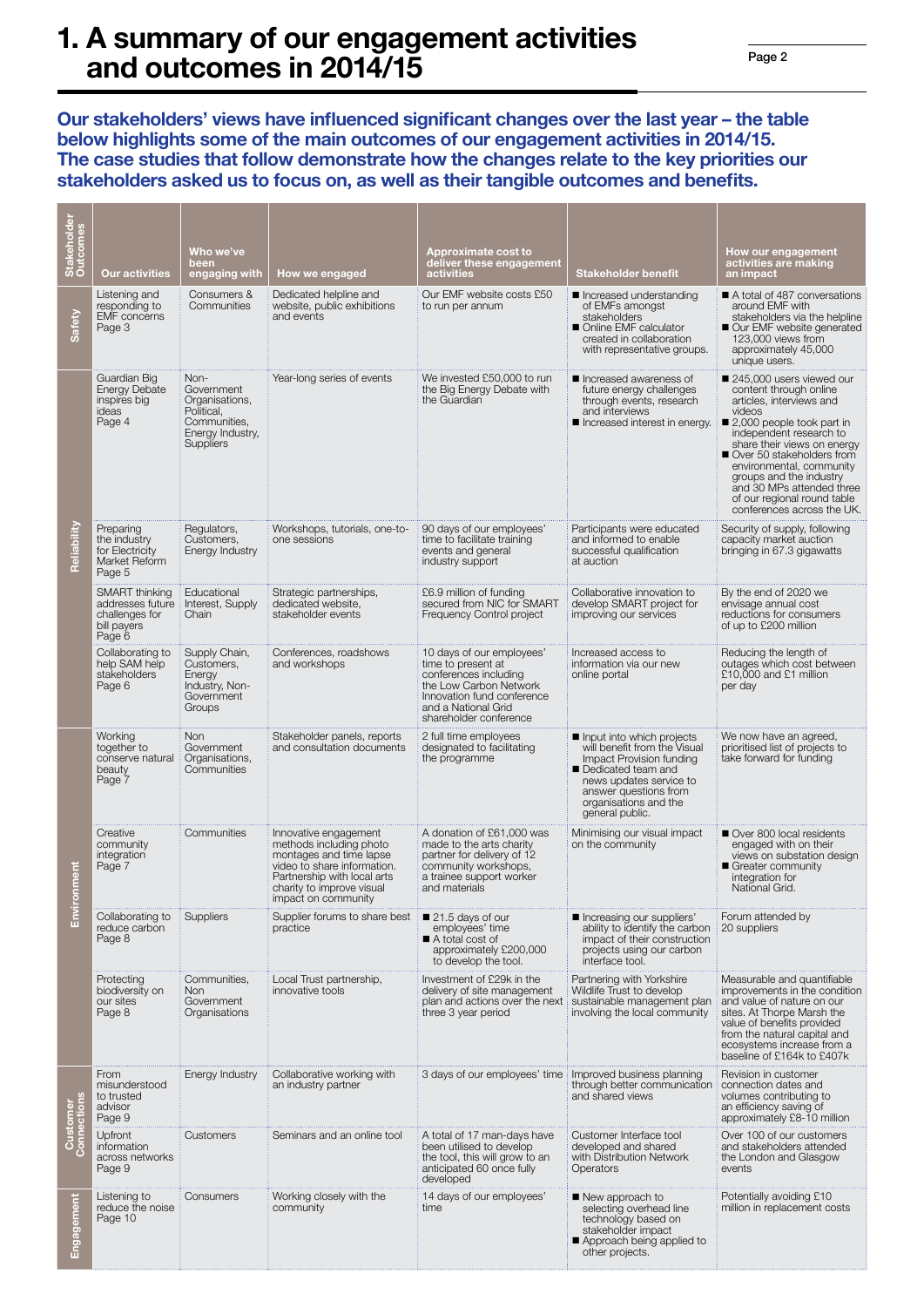# 1. A summary of our engagement activities and outcomes in 2014/15

**Our stakeholders' views have influenced significant changes over the last year – the table below highlights some of the main outcomes of our engagement activities in 2014/15. The case studies that follow demonstrate how the changes relate to the key priorities our stakeholders asked us to focus on, as well as their tangible outcomes and benefits.**

| Stakeholder Outcomes | Our activities | Who we've been engaging with | How we engaged | Approximate cost to deliver these engagement activities | Stakeholder benefit | How our engagement activities are making an impact |
|---|---|---|---|---|---|---|
| Safety | Listening and responding to EMF concerns Page 3 | Consumers & Communities | Dedicated helpline and website, public exhibitions and events | Our EMF website costs £50 to run per annum | ■ Increased understanding of EMFs amongst stakeholders ■ Online EMF calculator created in collaboration with representative groups. | ■ A total of 487 conversations around EMF with stakeholders via the helpline ■ Our EMF website generated 123,000 views from approximately 45,000 unique users. |
| Reliability | Guardian Big Energy Debate inspires big ideas Page 4 | Non-Government Organisations, Political, Communities, Energy Industry, Suppliers | Year-long series of events | We invested £50,000 to run the Big Energy Debate with the Guardian | ■ Increased awareness of future energy challenges through events, research and interviews ■ Increased interest in energy. | ■ 245,000 users viewed our content through online articles, interviews and videos ■ 2,000 people took part in independent research to share their views on energy ■ Over 50 stakeholders from environmental, community groups and the industry and 30 MPs attended three of our regional round table conferences across the UK. |
| | Preparing the industry for Electricity Market Reform Page 5 | Regulators, Customers, Energy Industry | Workshops, tutorials, one-to-one sessions | 90 days of our employees' time to facilitate training events and general industry support | Participants were educated and informed to enable successful qualification at auction | Security of supply, following capacity market auction bringing in 67.3 gigawatts |
| | SMART thinking addresses future challenges for bill payers Page 6 | Educational Interest, Supply Chain | Strategic partnerships, dedicated website, stakeholder events | £6.9 million of funding secured from NIC for SMART Frequency Control project | Collaborative innovation to develop SMART project for improving our services | By the end of 2020 we envisage annual cost reductions for consumers of up to £200 million |
| | Collaborating to help SAM help stakeholders Page 6 | Supply Chain, Customers, Energy Industry, Non-Government Groups | Conferences, roadshows and workshops | 10 days of our employees' time to present at conferences including the Low Carbon Network Innovation fund conference and a National Grid shareholder conference | Increased access to information via our new online portal | Reducing the length of outages which cost between £10,000 and £1 million per day |
| Environment | Working together to conserve natural beauty Page 7 | Non Government Organisations, Communities | Stakeholder panels, reports and consultation documents | 2 full time employees designated to facilitating the programme | ■ Input into which projects will benefit from the Visual Impact Provision funding ■ Dedicated team and news updates service to answer questions from organisations and the general public. | We now have an agreed, prioritised list of projects to take forward for funding |
| | Creative community integration Page 7 | Communities | Innovative engagement methods including photo montages and time lapse video to share information. Partnership with local arts charity to improve visual impact on community | A donation of £61,000 was made to the arts charity partner for delivery of 12 community workshops, a trainee support worker and materials | Minimising our visual impact on the community | ■ Over 800 local residents engaged with on their views on substation design ■ Greater community integration for National Grid. |
| | Collaborating to reduce carbon Page 8 | Suppliers | Supplier forums to share best practice | ■ 21.5 days of our employees' time ■ A total cost of approximately £200,000 to develop the tool. | ■ Increasing our suppliers' ability to identify the carbon impact of their construction projects using our carbon interface tool. | Forum attended by 20 suppliers |
| | Protecting biodiversity on our sites Page 8 | Communities, Non Government Organisations | Local Trust partnership, innovative tools | Investment of £29k in the delivery of site management plan and actions over the next three 3 year period | Partnering with Yorkshire Wildlife Trust to develop sustainable management plan involving the local community | Measurable and quantifiable improvements in the condition and value of nature on our sites. At Thorpe Marsh the value of benefits provided from the natural capital and ecosystems increase from a baseline of £164k to £407k |
| Customer Connections | From misunderstood to trusted advisor Page 9 | Energy Industry | Collaborative working with an industry partner | 3 days of our employees' time | Improved business planning through better communication and shared views | Revision in customer connection dates and volumes contributing to an efficiency saving of approximately £8-10 million |
| | Upfront information across networks Page 9 | Customers | Seminars and an online tool | A total of 17 man-days have been utilised to develop the tool, this will grow to an anticipated 60 once fully developed | Customer Interface tool developed and shared with Distribution Network Operators | Over 100 of our customers and stakeholders attended the London and Glasgow events |
| Engagement | Listening to reduce the noise Page 10 | Consumers | Working closely with the community | 14 days of our employees' time | ■ New approach to selecting overhead line technology based on stakeholder impact ■ Approach being applied to other projects. | Potentially avoiding £10 million in replacement costs |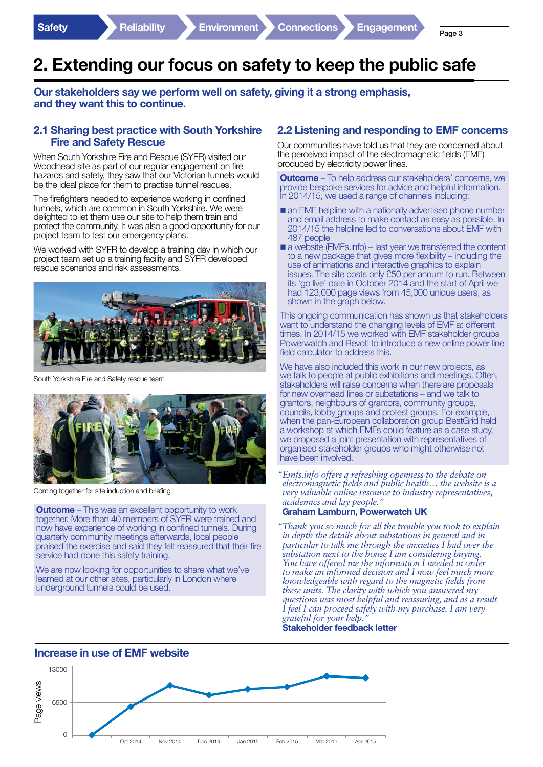Safety | Reliability | Environment | Connections | Engagement

# 2. Extending our focus on safety to keep the public safe

**Our stakeholders say we perform well on safety, giving it a strong emphasis, and they want this to continue.**

## 2.1 Sharing best practice with South Yorkshire Fire and Safety Rescue

When South Yorkshire Fire and Rescue (SYFR) visited our Woodhead site as part of our regular engagement on fire hazards and safety, they saw that our Victorian tunnels would be the ideal place for them to practise tunnel rescues.

The firefighters needed to experience working in confined tunnels, which are common in South Yorkshire. We were delighted to let them use our site to help them train and protect the community. It was also a good opportunity for our project team to test our emergency plans.

We worked with SYFR to develop a training day in which our project team set up a training facility and SYFR developed rescue scenarios and risk assessments.

South Yorkshire Fire and Safety rescue team

Coming together for site induction and briefing

**Outcome** – This was an excellent opportunity to work together. More than 40 members of SYFR were trained and now have experience of working in confined tunnels. During quarterly community meetings afterwards, local people praised the exercise and said they felt reassured that their fire service had done this safety training.

We are now looking for opportunities to share what we've learned at our other sites, particularly in London where underground tunnels could be used.

## 2.2 Listening and responding to EMF concerns

Our communities have told us that they are concerned about the perceived impact of the electromagnetic fields (EMF) produced by electricity power lines.

**Outcome** – To help address our stakeholders' concerns, we provide bespoke services for advice and helpful information. In 2014/15, we used a range of channels including:

- an EMF helpline with a nationally advertised phone number and email address to make contact as easy as possible. In 2014/15 the helpline led to conversations about EMF with 487 people
- a website (EMFs.info) – last year we transferred the content to a new package that gives more flexibility – including the use of animations and interactive graphics to explain issues. The site costs only £50 per annum to run. Between its 'go live' date in October 2014 and the start of April we had 123,000 page views from 45,000 unique users, as shown in the graph below.

This ongoing communication has shown us that stakeholders want to understand the changing levels of EMF at different times. In 2014/15 we worked with EMF stakeholder groups Powerwatch and Revolt to introduce a new online power line field calculator to address this.

We have also included this work in our new projects, as we talk to people at public exhibitions and meetings. Often, stakeholders will raise concerns when there are proposals for new overhead lines or substations – and we talk to grantors, neighbours of grantors, community groups, councils, lobby groups and protest groups. For example, when the pan-European collaboration group BestGrid held a workshop at which EMFs could feature as a case study, we proposed a joint presentation with representatives of organised stakeholder groups who might otherwise not have been involved.

*"Emfs.info offers a refreshing openness to the debate on electromagnetic fields and public health… the website is a very valuable online resource to industry representatives, academics and lay people."*
**Graham Lamburn, Powerwatch UK**

*"Thank you so much for all the trouble you took to explain in depth the details about substations in general and in particular to talk me through the anxieties I had over the substation next to the house I am considering buying. You have offered me the information I needed in order to make an informed decision and I now feel much more knowledgeable with regard to the magnetic fields from these units. The clarity with which you answered my questions was most helpful and reassuring, and as a result I feel I can proceed safely with my purchase. I am very grateful for your help."*
**Stakeholder feedback letter**

### Increase in use of EMF website

Page views (y-axis: 0, 6500, 13000); x-axis: Oct 2014, Nov 2014, Dec 2014, Jan 2015, Feb 2015, Mar 2015, Apr 2015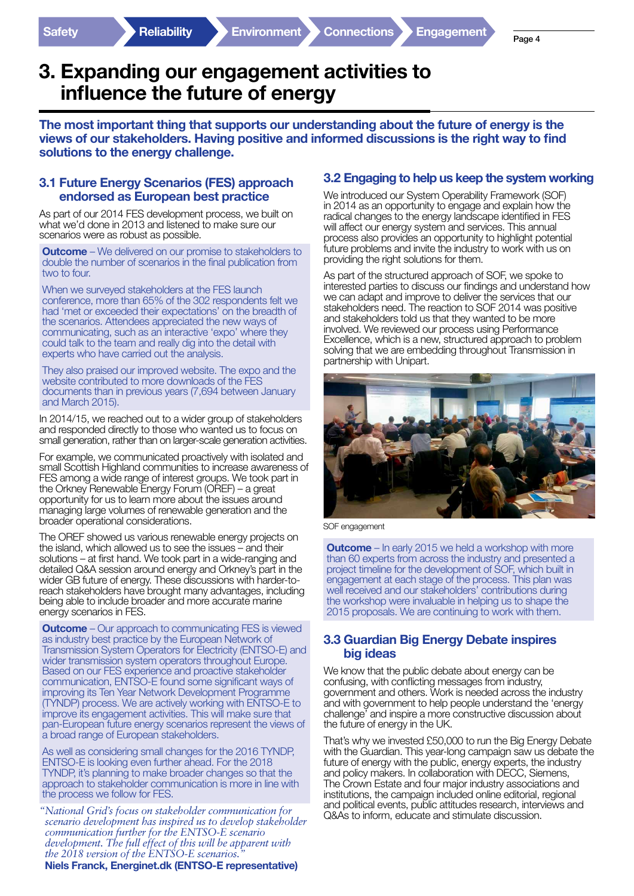# 3. Expanding our engagement activities to influence the future of energy

**The most important thing that supports our understanding about the future of energy is the views of our stakeholders. Having positive and informed discussions is the right way to find solutions to the energy challenge.**

## 3.1 Future Energy Scenarios (FES) approach endorsed as European best practice

As part of our 2014 FES development process, we built on what we'd done in 2013 and listened to make sure our scenarios were as robust as possible.

**Outcome** – We delivered on our promise to stakeholders to double the number of scenarios in the final publication from two to four.

When we surveyed stakeholders at the FES launch conference, more than 65% of the 302 respondents felt we had 'met or exceeded their expectations' on the breadth of the scenarios. Attendees appreciated the new ways of communicating, such as an interactive 'expo' where they could talk to the team and really dig into the detail with experts who have carried out the analysis.

They also praised our improved website. The expo and the website contributed to more downloads of the FES documents than in previous years (7,694 between January and March 2015).

In 2014/15, we reached out to a wider group of stakeholders and responded directly to those who wanted us to focus on small generation, rather than on larger-scale generation activities.

For example, we communicated proactively with isolated and small Scottish Highland communities to increase awareness of FES among a wide range of interest groups. We took part in the Orkney Renewable Energy Forum (OREF) – a great opportunity for us to learn more about the issues around managing large volumes of renewable generation and the broader operational considerations.

The OREF showed us various renewable energy projects on the island, which allowed us to see the issues – and their solutions – at first hand. We took part in a wide-ranging and detailed Q&A session around energy and Orkney's part in the wider GB future of energy. These discussions with harder-to-reach stakeholders have brought many advantages, including being able to include broader and more accurate marine energy scenarios in FES.

**Outcome** – Our approach to communicating FES is viewed as industry best practice by the European Network of Transmission System Operators for Electricity (ENTSO-E) and wider transmission system operators throughout Europe. Based on our FES experience and proactive stakeholder communication, ENTSO-E found some significant ways of improving its Ten Year Network Development Programme (TYNDP) process. We are actively working with ENTSO-E to improve its engagement activities. This will make sure that pan-European future energy scenarios represent the views of a broad range of European stakeholders.

As well as considering small changes for the 2016 TYNDP, ENTSO-E is looking even further ahead. For the 2018 TYNDP, it's planning to make broader changes so that the approach to stakeholder communication is more in line with the process we follow for FES.

*"National Grid's focus on stakeholder communication for scenario development has inspired us to develop stakeholder communication further for the ENTSO-E scenario development. The full effect of this will be apparent with the 2018 version of the ENTSO-E scenarios."*
**Niels Franck, Energinet.dk (ENTSO-E representative)**

## 3.2 Engaging to help us keep the system working

We introduced our System Operability Framework (SOF) in 2014 as an opportunity to engage and explain how the radical changes to the energy landscape identified in FES will affect our energy system and services. This annual process also provides an opportunity to highlight potential future problems and invite the industry to work with us on providing the right solutions for them.

As part of the structured approach of SOF, we spoke to interested parties to discuss our findings and understand how we can adapt and improve to deliver the services that our stakeholders need. The reaction to SOF 2014 was positive and stakeholders told us that they wanted to be more involved. We reviewed our process using Performance Excellence, which is a new, structured approach to problem solving that we are embedding throughout Transmission in partnership with Unipart.

SOF engagement

**Outcome** – In early 2015 we held a workshop with more than 60 experts from across the industry and presented a project timeline for the development of SOF, which built in engagement at each stage of the process. This plan was well received and our stakeholders' contributions during the workshop were invaluable in helping us to shape the 2015 proposals. We are continuing to work with them.

## 3.3 Guardian Big Energy Debate inspires big ideas

We know that the public debate about energy can be confusing, with conflicting messages from industry, government and others. Work is needed across the industry and with government to help people understand the 'energy challenge' and inspire a more constructive discussion about the future of energy in the UK.

That's why we invested £50,000 to run the Big Energy Debate with the Guardian. This year-long campaign saw us debate the future of energy with the public, energy experts, the industry and policy makers. In collaboration with DECC, Siemens, The Crown Estate and four major industry associations and institutions, the campaign included online editorial, regional and political events, public attitudes research, interviews and Q&As to inform, educate and stimulate discussion.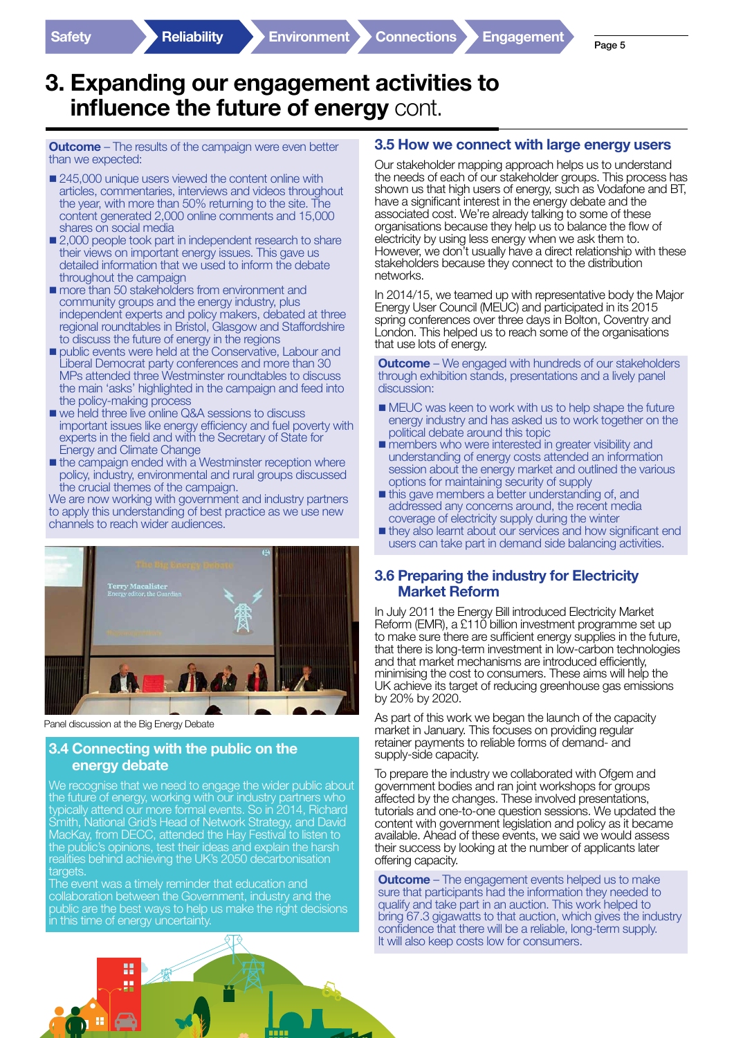# 3. Expanding our engagement activities to influence the future of energy cont.

**Outcome** – The results of the campaign were even better than we expected:

- 245,000 unique users viewed the content online with articles, commentaries, interviews and videos throughout the year, with more than 50% returning to the site. The content generated 2,000 online comments and 15,000 shares on social media
- 2,000 people took part in independent research to share their views on important energy issues. This gave us detailed information that we used to inform the debate throughout the campaign
- more than 50 stakeholders from environment and community groups and the energy industry, plus independent experts and policy makers, debated at three regional roundtables in Bristol, Glasgow and Staffordshire to discuss the future of energy in the regions
- public events were held at the Conservative, Labour and Liberal Democrat party conferences and more than 30 MPs attended three Westminster roundtables to discuss the main 'asks' highlighted in the campaign and feed into the policy-making process
- we held three live online Q&A sessions to discuss important issues like energy efficiency and fuel poverty with experts in the field and with the Secretary of State for Energy and Climate Change
- the campaign ended with a Westminster reception where policy, industry, environmental and rural groups discussed the crucial themes of the campaign.

We are now working with government and industry partners to apply this understanding of best practice as we use new channels to reach wider audiences.

Panel discussion at the Big Energy Debate

## 3.4 Connecting with the public on the energy debate

We recognise that we need to engage the wider public about the future of energy, working with our industry partners who typically attend our more formal events. So in 2014, Richard Smith, National Grid's Head of Network Strategy, and David MacKay, from DECC, attended the Hay Festival to listen to the public's opinions, test their ideas and explain the harsh realities behind achieving the UK's 2050 decarbonisation targets.

The event was a timely reminder that education and collaboration between the Government, industry and the public are the best ways to help us make the right decisions in this time of energy uncertainty.

## 3.5 How we connect with large energy users

Our stakeholder mapping approach helps us to understand the needs of each of our stakeholder groups. This process has shown us that high users of energy, such as Vodafone and BT, have a significant interest in the energy debate and the associated cost. We're already talking to some of these organisations because they help us to balance the flow of electricity by using less energy when we ask them to. However, we don't usually have a direct relationship with these stakeholders because they connect to the distribution networks.

In 2014/15, we teamed up with representative body the Major Energy User Council (MEUC) and participated in its 2015 spring conferences over three days in Bolton, Coventry and London. This helped us to reach some of the organisations that use lots of energy.

**Outcome** – We engaged with hundreds of our stakeholders through exhibition stands, presentations and a lively panel discussion:

- MEUC was keen to work with us to help shape the future energy industry and has asked us to work together on the political debate around this topic
- members who were interested in greater visibility and understanding of energy costs attended an information session about the energy market and outlined the various options for maintaining security of supply
- this gave members a better understanding of, and addressed any concerns around, the recent media coverage of electricity supply during the winter
- they also learnt about our services and how significant end users can take part in demand side balancing activities.

## 3.6 Preparing the industry for Electricity Market Reform

In July 2011 the Energy Bill introduced Electricity Market Reform (EMR), a £110 billion investment programme set up to make sure there are sufficient energy supplies in the future, that there is long-term investment in low-carbon technologies and that market mechanisms are introduced efficiently, minimising the cost to consumers. These aims will help the UK achieve its target of reducing greenhouse gas emissions by 20% by 2020.

As part of this work we began the launch of the capacity market in January. This focuses on providing regular retainer payments to reliable forms of demand- and supply-side capacity.

To prepare the industry we collaborated with Ofgem and government bodies and ran joint workshops for groups affected by the changes. These involved presentations, tutorials and one-to-one question sessions. We updated the content with government legislation and policy as it became available. Ahead of these events, we said we would assess their success by looking at the number of applicants later offering capacity.

**Outcome** – The engagement events helped us to make sure that participants had the information they needed to qualify and take part in an auction. This work helped to bring 67.3 gigawatts to that auction, which gives the industry confidence that there will be a reliable, long-term supply. It will also keep costs low for consumers.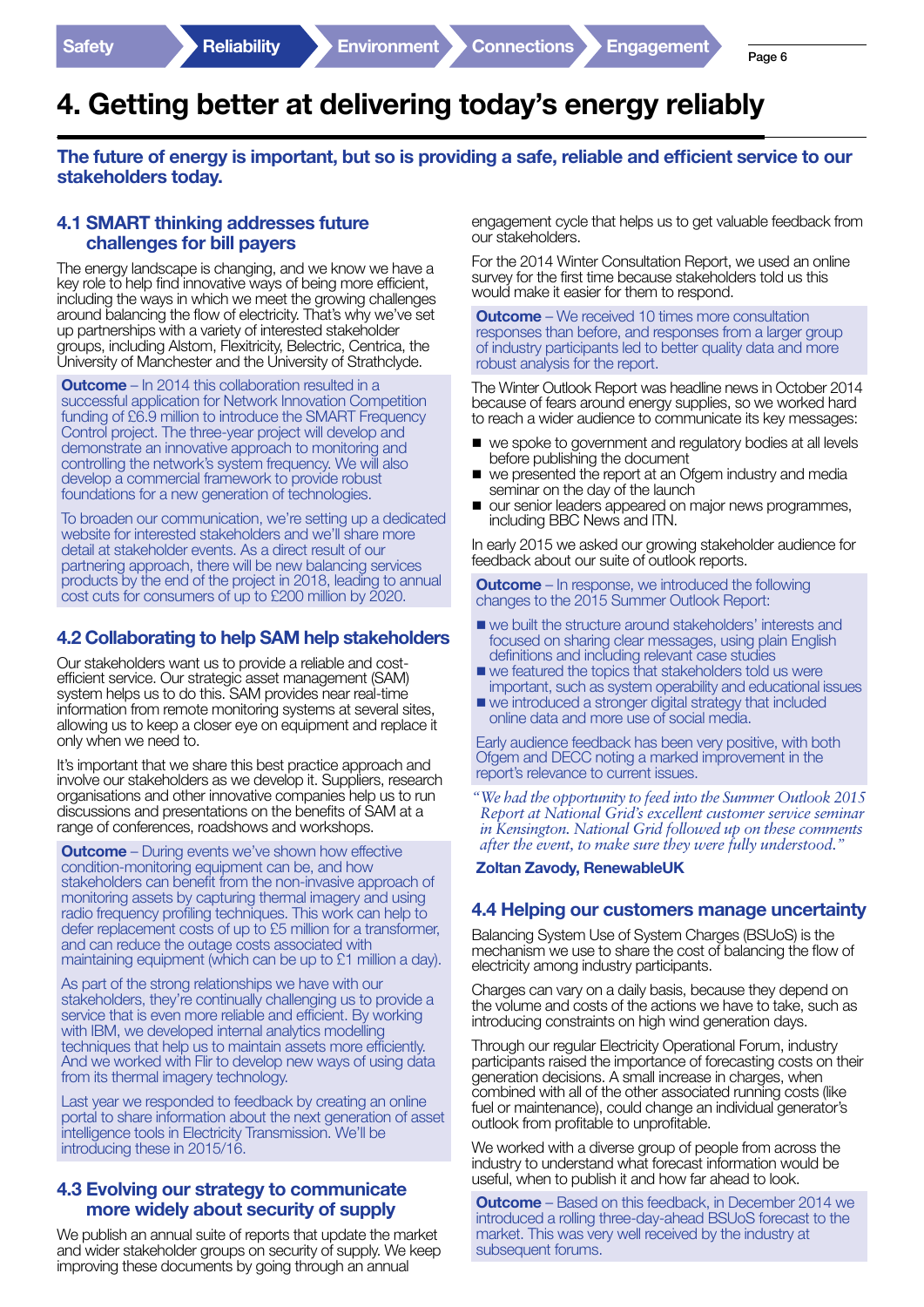# 4. Getting better at delivering today's energy reliably

**The future of energy is important, but so is providing a safe, reliable and efficient service to our stakeholders today.**

## 4.1 SMART thinking addresses future challenges for bill payers

The energy landscape is changing, and we know we have a key role to help find innovative ways of being more efficient, including the ways in which we meet the growing challenges around balancing the flow of electricity. That's why we've set up partnerships with a variety of interested stakeholder groups, including Alstom, Flexitricity, Belectric, Centrica, the University of Manchester and the University of Strathclyde.

**Outcome** – In 2014 this collaboration resulted in a successful application for Network Innovation Competition funding of £6.9 million to introduce the SMART Frequency Control project. The three-year project will develop and demonstrate an innovative approach to monitoring and controlling the network's system frequency. We will also develop a commercial framework to provide robust foundations for a new generation of technologies.

To broaden our communication, we're setting up a dedicated website for interested stakeholders and we'll share more detail at stakeholder events. As a direct result of our partnering approach, there will be new balancing services products by the end of the project in 2018, leading to annual cost cuts for consumers of up to £200 million by 2020.

## 4.2 Collaborating to help SAM help stakeholders

Our stakeholders want us to provide a reliable and cost-efficient service. Our strategic asset management (SAM) system helps us to do this. SAM provides near real-time information from remote monitoring systems at several sites, allowing us to keep a closer eye on equipment and replace it only when we need to.

It's important that we share this best practice approach and involve our stakeholders as we develop it. Suppliers, research organisations and other innovative companies help us to run discussions and presentations on the benefits of SAM at a range of conferences, roadshows and workshops.

**Outcome** – During events we've shown how effective condition-monitoring equipment can be, and how stakeholders can benefit from the non-invasive approach of monitoring assets by capturing thermal imagery and using radio frequency profiling techniques. This work can help to defer replacement costs of up to £5 million for a transformer, and can reduce the outage costs associated with maintaining equipment (which can be up to £1 million a day).

As part of the strong relationships we have with our stakeholders, they're continually challenging us to provide a service that is even more reliable and efficient. By working with IBM, we developed internal analytics modelling techniques that help us to maintain assets more efficiently. And we worked with Flir to develop new ways of using data from its thermal imagery technology.

Last year we responded to feedback by creating an online portal to share information about the next generation of asset intelligence tools in Electricity Transmission. We'll be introducing these in 2015/16.

## 4.3 Evolving our strategy to communicate more widely about security of supply

We publish an annual suite of reports that update the market and wider stakeholder groups on security of supply. We keep improving these documents by going through an annual engagement cycle that helps us to get valuable feedback from our stakeholders.

For the 2014 Winter Consultation Report, we used an online survey for the first time because stakeholders told us this would make it easier for them to respond.

**Outcome** – We received 10 times more consultation responses than before, and responses from a larger group of industry participants led to better quality data and more robust analysis for the report.

The Winter Outlook Report was headline news in October 2014 because of fears around energy supplies, so we worked hard to reach a wider audience to communicate its key messages:

- we spoke to government and regulatory bodies at all levels before publishing the document
- we presented the report at an Ofgem industry and media seminar on the day of the launch
- our senior leaders appeared on major news programmes, including BBC News and ITN.

In early 2015 we asked our growing stakeholder audience for feedback about our suite of outlook reports.

**Outcome** – In response, we introduced the following changes to the 2015 Summer Outlook Report:

- we built the structure around stakeholders' interests and focused on sharing clear messages, using plain English definitions and including relevant case studies
- we featured the topics that stakeholders told us were important, such as system operability and educational issues
- we introduced a stronger digital strategy that included online data and more use of social media.

Early audience feedback has been very positive, with both Ofgem and DECC noting a marked improvement in the report's relevance to current issues.

*"We had the opportunity to feed into the Summer Outlook 2015 Report at National Grid's excellent customer service seminar in Kensington. National Grid followed up on these comments after the event, to make sure they were fully understood."*

**Zoltan Zavody, RenewableUK**

## 4.4 Helping our customers manage uncertainty

Balancing System Use of System Charges (BSUoS) is the mechanism we use to share the cost of balancing the flow of electricity among industry participants.

Charges can vary on a daily basis, because they depend on the volume and costs of the actions we have to take, such as introducing constraints on high wind generation days.

Through our regular Electricity Operational Forum, industry participants raised the importance of forecasting costs on their generation decisions. A small increase in charges, when combined with all of the other associated running costs (like fuel or maintenance), could change an individual generator's outlook from profitable to unprofitable.

We worked with a diverse group of people from across the industry to understand what forecast information would be useful, when to publish it and how far ahead to look.

**Outcome** – Based on this feedback, in December 2014 we introduced a rolling three-day-ahead BSUoS forecast to the market. This was very well received by the industry at subsequent forums.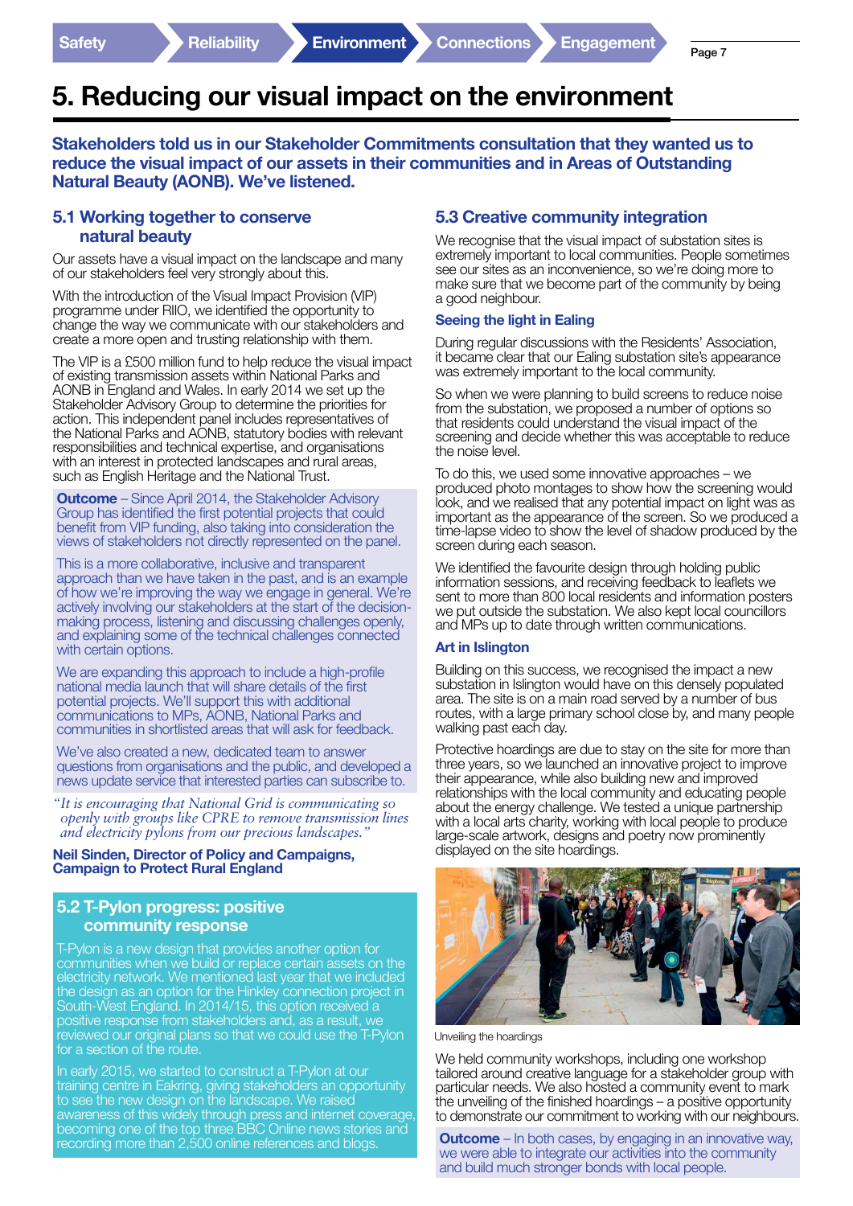# 5. Reducing our visual impact on the environment

**Stakeholders told us in our Stakeholder Commitments consultation that they wanted us to reduce the visual impact of our assets in their communities and in Areas of Outstanding Natural Beauty (AONB). We've listened.**

## 5.1 Working together to conserve natural beauty

Our assets have a visual impact on the landscape and many of our stakeholders feel very strongly about this.

With the introduction of the Visual Impact Provision (VIP) programme under RIIO, we identified the opportunity to change the way we communicate with our stakeholders and create a more open and trusting relationship with them.

The VIP is a £500 million fund to help reduce the visual impact of existing transmission assets within National Parks and AONB in England and Wales. In early 2014 we set up the Stakeholder Advisory Group to determine the priorities for action. This independent panel includes representatives of the National Parks and AONB, statutory bodies with relevant responsibilities and technical expertise, and organisations with an interest in protected landscapes and rural areas, such as English Heritage and the National Trust.

**Outcome** – Since April 2014, the Stakeholder Advisory Group has identified the first potential projects that could benefit from VIP funding, also taking into consideration the views of stakeholders not directly represented on the panel.

This is a more collaborative, inclusive and transparent approach than we have taken in the past, and is an example of how we're improving the way we engage in general. We're actively involving our stakeholders at the start of the decision-making process, listening and discussing challenges openly, and explaining some of the technical challenges connected with certain options.

We are expanding this approach to include a high-profile national media launch that will share details of the first potential projects. We'll support this with additional communications to MPs, AONB, National Parks and communities in shortlisted areas that will ask for feedback.

We've also created a new, dedicated team to answer questions from organisations and the public, and developed a news update service that interested parties can subscribe to.

*"It is encouraging that National Grid is communicating so openly with groups like CPRE to remove transmission lines and electricity pylons from our precious landscapes."*

**Neil Sinden, Director of Policy and Campaigns, Campaign to Protect Rural England**

## 5.2 T-Pylon progress: positive community response

T-Pylon is a new design that provides another option for communities when we build or replace certain assets on the electricity network. We mentioned last year that we included the design as an option for the Hinkley connection project in South-West England. In 2014/15, this option received a positive response from stakeholders and, as a result, we reviewed our original plans so that we could use the T-Pylon for a section of the route.

In early 2015, we started to construct a T-Pylon at our training centre in Eakring, giving stakeholders an opportunity to see the new design on the landscape. We raised awareness of this widely through press and internet coverage, becoming one of the top three BBC Online news stories and recording more than 2,500 online references and blogs.

## 5.3 Creative community integration

We recognise that the visual impact of substation sites is extremely important to local communities. People sometimes see our sites as an inconvenience, so we're doing more to make sure that we become part of the community by being a good neighbour.

### Seeing the light in Ealing

During regular discussions with the Residents' Association, it became clear that our Ealing substation site's appearance was extremely important to the local community.

So when we were planning to build screens to reduce noise from the substation, we proposed a number of options so that residents could understand the visual impact of the screening and decide whether this was acceptable to reduce the noise level.

To do this, we used some innovative approaches – we produced photo montages to show how the screening would look, and we realised that any potential impact on light was as important as the appearance of the screen. So we produced a time-lapse video to show the level of shadow produced by the screen during each season.

We identified the favourite design through holding public information sessions, and receiving feedback to leaflets we sent to more than 800 local residents and information posters we put outside the substation. We also kept local councillors and MPs up to date through written communications.

### Art in Islington

Building on this success, we recognised the impact a new substation in Islington would have on this densely populated area. The site is on a main road served by a number of bus routes, with a large primary school close by, and many people walking past each day.

Protective hoardings are due to stay on the site for more than three years, so we launched an innovative project to improve their appearance, while also building new and improved relationships with the local community and educating people about the energy challenge. We tested a unique partnership with a local arts charity, working with local people to produce large-scale artwork, designs and poetry now prominently displayed on the site hoardings.

Unveiling the hoardings

We held community workshops, including one workshop tailored around creative language for a stakeholder group with particular needs. We also hosted a community event to mark the unveiling of the finished hoardings – a positive opportunity to demonstrate our commitment to working with our neighbours.

**Outcome** – In both cases, by engaging in an innovative way, we were able to integrate our activities into the community and build much stronger bonds with local people.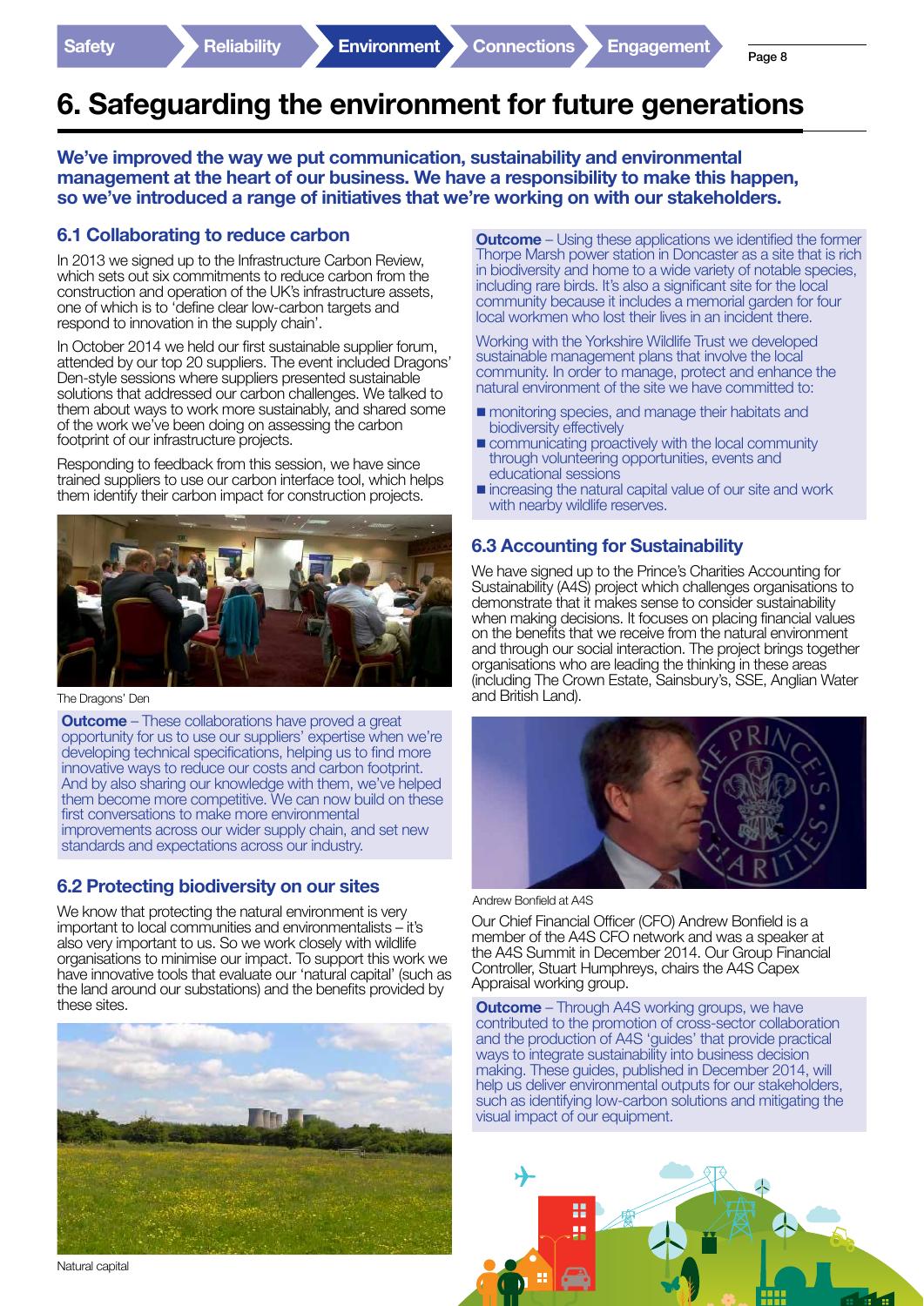# 6. Safeguarding the environment for future generations

**We've improved the way we put communication, sustainability and environmental management at the heart of our business. We have a responsibility to make this happen, so we've introduced a range of initiatives that we're working on with our stakeholders.**

## 6.1 Collaborating to reduce carbon

In 2013 we signed up to the Infrastructure Carbon Review, which sets out six commitments to reduce carbon from the construction and operation of the UK's infrastructure assets, one of which is to 'define clear low-carbon targets and respond to innovation in the supply chain'.

In October 2014 we held our first sustainable supplier forum, attended by our top 20 suppliers. The event included Dragons' Den-style sessions where suppliers presented sustainable solutions that addressed our carbon challenges. We talked to them about ways to work more sustainably, and shared some of the work we've been doing on assessing the carbon footprint of our infrastructure projects.

Responding to feedback from this session, we have since trained suppliers to use our carbon interface tool, which helps them identify their carbon impact for construction projects.

The Dragons' Den

**Outcome** – These collaborations have proved a great opportunity for us to use our suppliers' expertise when we're developing technical specifications, helping us to find more innovative ways to reduce our costs and carbon footprint. And by also sharing our knowledge with them, we've helped them become more competitive. We can now build on these first conversations to make more environmental improvements across our wider supply chain, and set new standards and expectations across our industry.

## 6.2 Protecting biodiversity on our sites

We know that protecting the natural environment is very important to local communities and environmentalists – it's also very important to us. So we work closely with wildlife organisations to minimise our impact. To support this work we have innovative tools that evaluate our 'natural capital' (such as the land around our substations) and the benefits provided by these sites.

Natural capital

**Outcome** – Using these applications we identified the former Thorpe Marsh power station in Doncaster as a site that is rich in biodiversity and home to a wide variety of notable species, including rare birds. It's also a significant site for the local community because it includes a memorial garden for four local workmen who lost their lives in an incident there.

Working with the Yorkshire Wildlife Trust we developed sustainable management plans that involve the local community. In order to manage, protect and enhance the natural environment of the site we have committed to:

- monitoring species, and manage their habitats and biodiversity effectively
- communicating proactively with the local community through volunteering opportunities, events and educational sessions
- increasing the natural capital value of our site and work with nearby wildlife reserves.

## 6.3 Accounting for Sustainability

We have signed up to the Prince's Charities Accounting for Sustainability (A4S) project which challenges organisations to demonstrate that it makes sense to consider sustainability when making decisions. It focuses on placing financial values on the benefits that we receive from the natural environment and through our social interaction. The project brings together organisations who are leading the thinking in these areas (including The Crown Estate, Sainsbury's, SSE, Anglian Water and British Land).

Andrew Bonfield at A4S

Our Chief Financial Officer (CFO) Andrew Bonfield is a member of the A4S CFO network and was a speaker at the A4S Summit in December 2014. Our Group Financial Controller, Stuart Humphreys, chairs the A4S Capex Appraisal working group.

**Outcome** – Through A4S working groups, we have contributed to the promotion of cross-sector collaboration and the production of A4S 'guides' that provide practical ways to integrate sustainability into business decision making. These guides, published in December 2014, will help us deliver environmental outputs for our stakeholders, such as identifying low-carbon solutions and mitigating the visual impact of our equipment.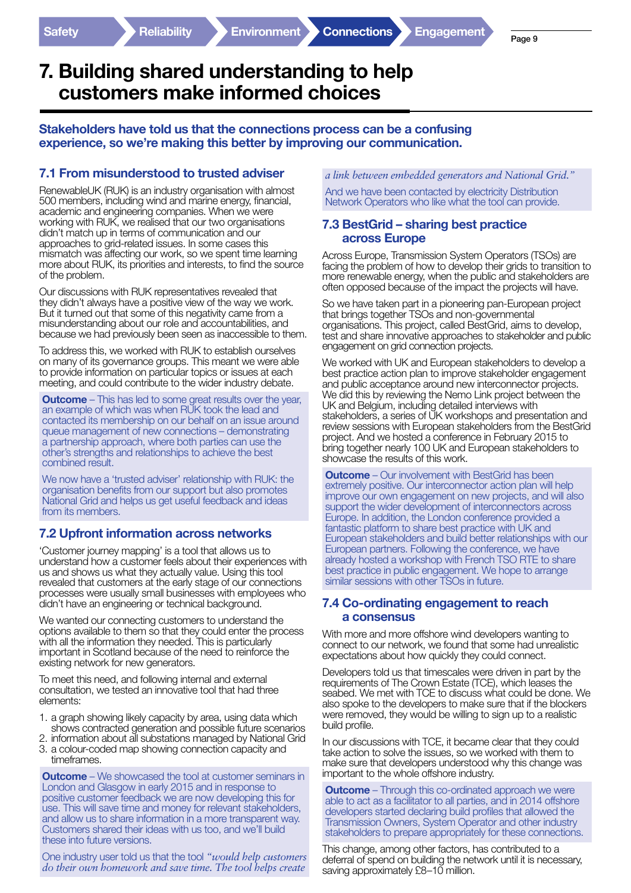# 7. Building shared understanding to help customers make informed choices

**Stakeholders have told us that the connections process can be a confusing experience, so we're making this better by improving our communication.**

## 7.1 From misunderstood to trusted adviser

RenewableUK (RUK) is an industry organisation with almost 500 members, including wind and marine energy, financial, academic and engineering companies. When we were working with RUK, we realised that our two organisations didn't match up in terms of communication and our approaches to grid-related issues. In some cases this mismatch was affecting our work, so we spent time learning more about RUK, its priorities and interests, to find the source of the problem.

Our discussions with RUK representatives revealed that they didn't always have a positive view of the way we work. But it turned out that some of this negativity came from a misunderstanding about our role and accountabilities, and because we had previously been seen as inaccessible to them.

To address this, we worked with RUK to establish ourselves on many of its governance groups. This meant we were able to provide information on particular topics or issues at each meeting, and could contribute to the wider industry debate.

**Outcome** – This has led to some great results over the year, an example of which was when RUK took the lead and contacted its membership on our behalf on an issue around queue management of new connections – demonstrating a partnership approach, where both parties can use the other's strengths and relationships to achieve the best combined result.

We now have a 'trusted adviser' relationship with RUK: the organisation benefits from our support but also promotes National Grid and helps us get useful feedback and ideas from its members.

## 7.2 Upfront information across networks

'Customer journey mapping' is a tool that allows us to understand how a customer feels about their experiences with us and shows us what they actually value. Using this tool revealed that customers at the early stage of our connections processes were usually small businesses with employees who didn't have an engineering or technical background.

We wanted our connecting customers to understand the options available to them so that they could enter the process with all the information they needed. This is particularly important in Scotland because of the need to reinforce the existing network for new generators.

To meet this need, and following internal and external consultation, we tested an innovative tool that had three elements:

1. a graph showing likely capacity by area, using data which shows contracted generation and possible future scenarios
2. information about all substations managed by National Grid
3. a colour-coded map showing connection capacity and timeframes.

**Outcome** – We showcased the tool at customer seminars in London and Glasgow in early 2015 and in response to positive customer feedback we are now developing this for use. This will save time and money for relevant stakeholders, and allow us to share information in a more transparent way. Customers shared their ideas with us too, and we'll build these into future versions.

One industry user told us that the tool *"would help customers do their own homework and save time. The tool helps create a link between embedded generators and National Grid."*

And we have been contacted by electricity Distribution Network Operators who like what the tool can provide.

## 7.3 BestGrid – sharing best practice across Europe

Across Europe, Transmission System Operators (TSOs) are facing the problem of how to develop their grids to transition to more renewable energy, when the public and stakeholders are often opposed because of the impact the projects will have.

So we have taken part in a pioneering pan-European project that brings together TSOs and non-governmental organisations. This project, called BestGrid, aims to develop, test and share innovative approaches to stakeholder and public engagement on grid connection projects.

We worked with UK and European stakeholders to develop a best practice action plan to improve stakeholder engagement and public acceptance around new interconnector projects. We did this by reviewing the Nemo Link project between the UK and Belgium, including detailed interviews with stakeholders, a series of UK workshops and presentation and review sessions with European stakeholders from the BestGrid project. And we hosted a conference in February 2015 to bring together nearly 100 UK and European stakeholders to showcase the results of this work.

**Outcome** – Our involvement with BestGrid has been extremely positive. Our interconnector action plan will help improve our own engagement on new projects, and will also support the wider development of interconnectors across Europe. In addition, the London conference provided a fantastic platform to share best practice with UK and European stakeholders and build better relationships with our European partners. Following the conference, we have already hosted a workshop with French TSO RTE to share best practice in public engagement. We hope to arrange similar sessions with other TSOs in future.

## 7.4 Co-ordinating engagement to reach a consensus

With more and more offshore wind developers wanting to connect to our network, we found that some had unrealistic expectations about how quickly they could connect.

Developers told us that timescales were driven in part by the requirements of The Crown Estate (TCE), which leases the seabed. We met with TCE to discuss what could be done. We also spoke to the developers to make sure that if the blockers were removed, they would be willing to sign up to a realistic build profile.

In our discussions with TCE, it became clear that they could take action to solve the issues, so we worked with them to make sure that developers understood why this change was important to the whole offshore industry.

**Outcome** – Through this co-ordinated approach we were able to act as a facilitator to all parties, and in 2014 offshore developers started declaring build profiles that allowed the Transmission Owners, System Operator and other industry stakeholders to prepare appropriately for these connections.

This change, among other factors, has contributed to a deferral of spend on building the network until it is necessary, saving approximately £8–10 million.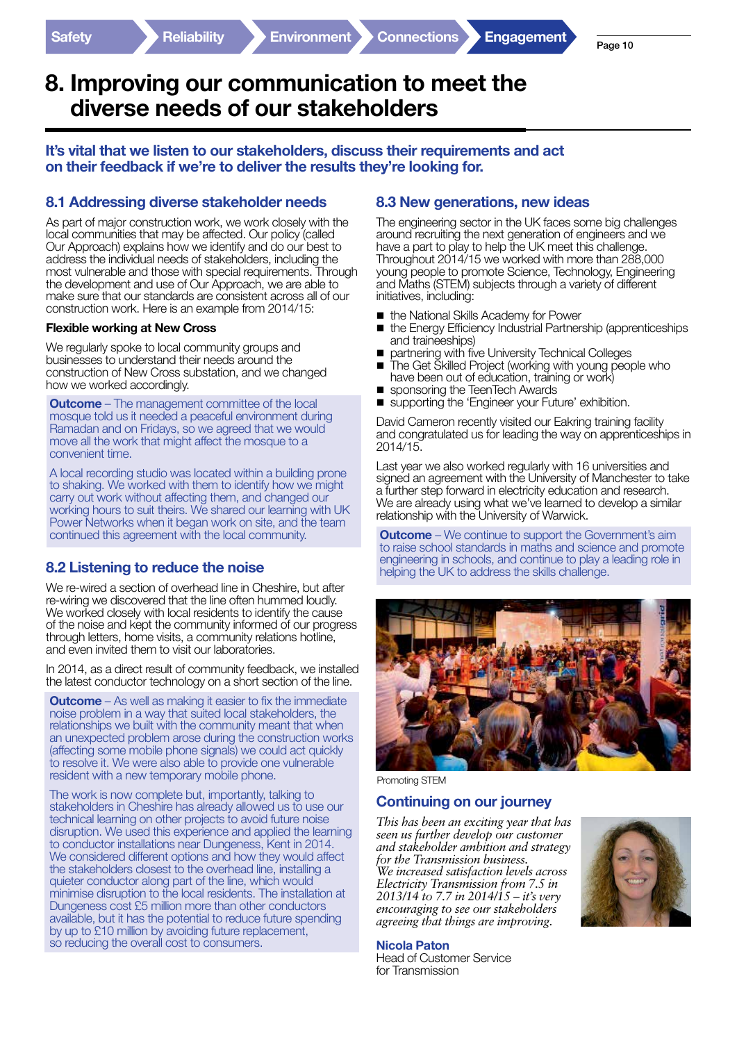# 8. Improving our communication to meet the diverse needs of our stakeholders

**It's vital that we listen to our stakeholders, discuss their requirements and act on their feedback if we're to deliver the results they're looking for.**

## 8.1 Addressing diverse stakeholder needs

As part of major construction work, we work closely with the local communities that may be affected. Our policy (called Our Approach) explains how we identify and do our best to address the individual needs of stakeholders, including the most vulnerable and those with special requirements. Through the development and use of Our Approach, we are able to make sure that our standards are consistent across all of our construction work. Here is an example from 2014/15:

### Flexible working at New Cross

We regularly spoke to local community groups and businesses to understand their needs around the construction of New Cross substation, and we changed how we worked accordingly.

**Outcome** – The management committee of the local mosque told us it needed a peaceful environment during Ramadan and on Fridays, so we agreed that we would move all the work that might affect the mosque to a convenient time.

A local recording studio was located within a building prone to shaking. We worked with them to identify how we might carry out work without affecting them, and changed our working hours to suit theirs. We shared our learning with UK Power Networks when it began work on site, and the team continued this agreement with the local community.

## 8.2 Listening to reduce the noise

We re-wired a section of overhead line in Cheshire, but after re-wiring we discovered that the line often hummed loudly. We worked closely with local residents to identify the cause of the noise and kept the community informed of our progress through letters, home visits, a community relations hotline, and even invited them to visit our laboratories.

In 2014, as a direct result of community feedback, we installed the latest conductor technology on a short section of the line.

**Outcome** – As well as making it easier to fix the immediate noise problem in a way that suited local stakeholders, the relationships we built with the community meant that when an unexpected problem arose during the construction works (affecting some mobile phone signals) we could act quickly to resolve it. We were also able to provide one vulnerable resident with a new temporary mobile phone.

The work is now complete but, importantly, talking to stakeholders in Cheshire has already allowed us to use our technical learning on other projects to avoid future noise disruption. We used this experience and applied the learning to conductor installations near Dungeness, Kent in 2014. We considered different options and how they would affect the stakeholders closest to the overhead line, installing a quieter conductor along part of the line, which would minimise disruption to the local residents. The installation at Dungeness cost £5 million more than other conductors available, but it has the potential to reduce future spending by up to £10 million by avoiding future replacement, so reducing the overall cost to consumers.

## 8.3 New generations, new ideas

The engineering sector in the UK faces some big challenges around recruiting the next generation of engineers and we have a part to play to help the UK meet this challenge. Throughout 2014/15 we worked with more than 288,000 young people to promote Science, Technology, Engineering and Maths (STEM) subjects through a variety of different initiatives, including:

- the National Skills Academy for Power
- the Energy Efficiency Industrial Partnership (apprenticeships and traineeships)
- partnering with five University Technical Colleges
- The Get Skilled Project (working with young people who have been out of education, training or work)
- sponsoring the TeenTech Awards
- supporting the 'Engineer your Future' exhibition.

David Cameron recently visited our Eakring training facility and congratulated us for leading the way on apprenticeships in 2014/15.

Last year we also worked regularly with 16 universities and signed an agreement with the University of Manchester to take a further step forward in electricity education and research. We are already using what we've learned to develop a similar relationship with the University of Warwick.

**Outcome** – We continue to support the Government's aim to raise school standards in maths and science and promote engineering in schools, and continue to play a leading role in helping the UK to address the skills challenge.

Promoting STEM

## Continuing on our journey

*This has been an exciting year that has seen us further develop our customer and stakeholder ambition and strategy for the Transmission business.*
*We increased satisfaction levels across Electricity Transmission from 7.5 in 2013/14 to 7.7 in 2014/15 – it's very encouraging to see our stakeholders agreeing that things are improving.*

**Nicola Paton**
Head of Customer Service for Transmission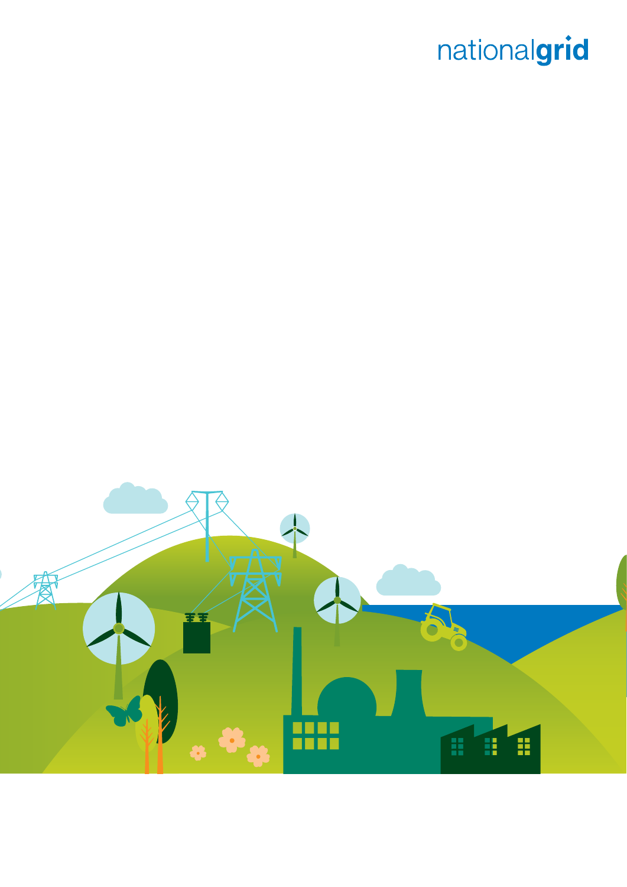nationalgrid